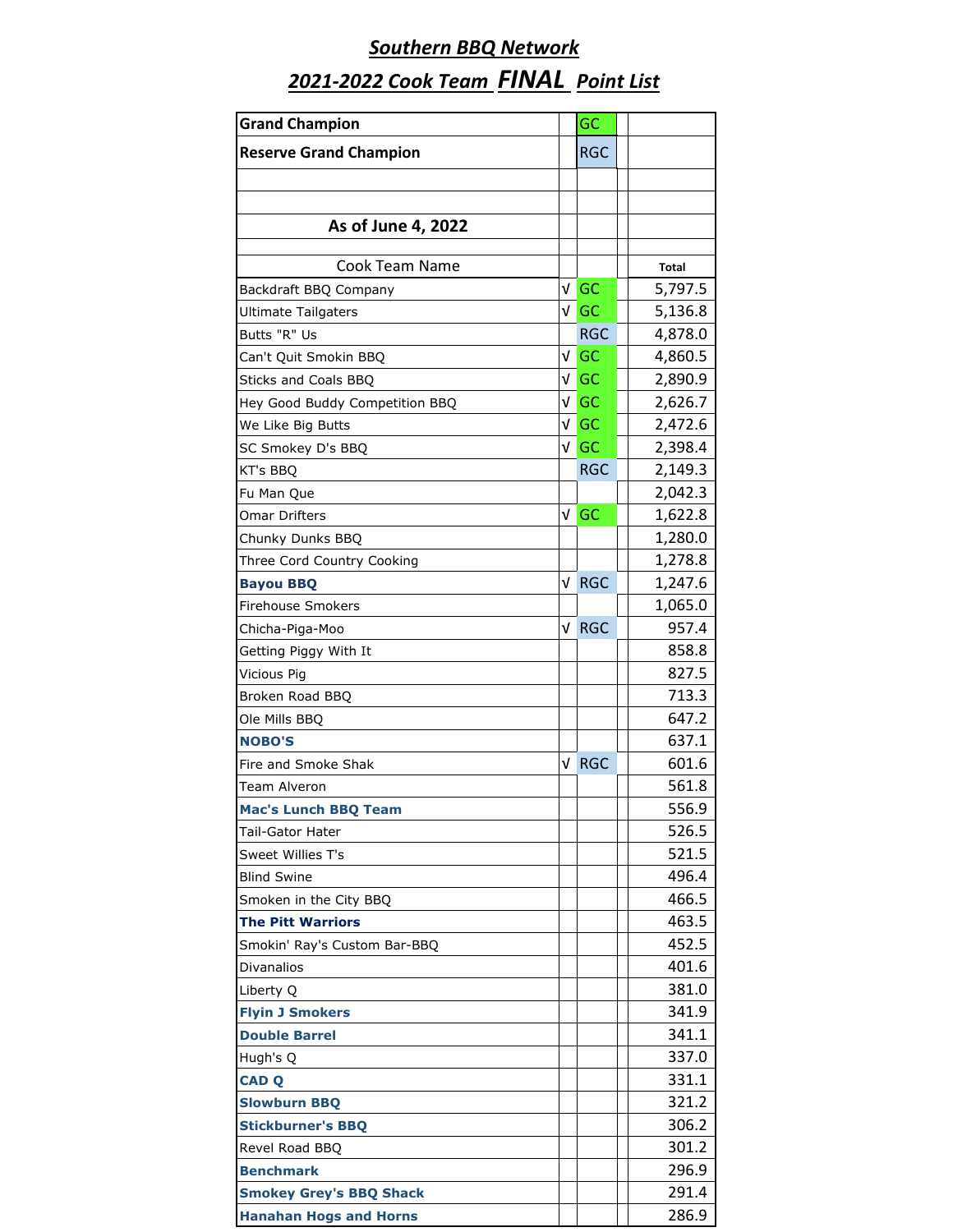# *Southern BBQ Network*

## *2021-2022 Cook Team **FINAL** Point List*

| **Grand Champion** | | GC | | |
|---|---|---|---|---|
| **Reserve Grand Champion** | | RGC | | |
| | | | | |
| | | | | |
| **As of June 4, 2022** | | | | |
| | | | | |
| Cook Team Name | | | | **Total** |
| Backdraft BBQ Company | √ | GC | | 5,797.5 |
| Ultimate Tailgaters | √ | GC | | 5,136.8 |
| Butts "R" Us | | RGC | | 4,878.0 |
| Can't Quit Smokin BBQ | √ | GC | | 4,860.5 |
| Sticks and Coals BBQ | √ | GC | | 2,890.9 |
| Hey Good Buddy Competition BBQ | √ | GC | | 2,626.7 |
| We Like Big Butts | √ | GC | | 2,472.6 |
| SC Smokey D's BBQ | √ | GC | | 2,398.4 |
| KT's BBQ | | RGC | | 2,149.3 |
| Fu Man Que | | | | 2,042.3 |
| Omar Drifters | √ | GC | | 1,622.8 |
| Chunky Dunks BBQ | | | | 1,280.0 |
| Three Cord Country Cooking | | | | 1,278.8 |
| **Bayou BBQ** | √ | RGC | | 1,247.6 |
| Firehouse Smokers | | | | 1,065.0 |
| Chicha-Piga-Moo | √ | RGC | | 957.4 |
| Getting Piggy With It | | | | 858.8 |
| Vicious Pig | | | | 827.5 |
| Broken Road BBQ | | | | 713.3 |
| Ole Mills BBQ | | | | 647.2 |
| **NOBO'S** | | | | 637.1 |
| Fire and Smoke Shak | √ | RGC | | 601.6 |
| Team Alveron | | | | 561.8 |
| **Mac's Lunch BBQ Team** | | | | 556.9 |
| Tail-Gator Hater | | | | 526.5 |
| Sweet Willies T's | | | | 521.5 |
| Blind Swine | | | | 496.4 |
| Smoken in the City BBQ | | | | 466.5 |
| **The Pitt Warriors** | | | | 463.5 |
| Smokin' Ray's Custom Bar-BBQ | | | | 452.5 |
| Divanalios | | | | 401.6 |
| Liberty Q | | | | 381.0 |
| **Flyin J Smokers** | | | | 341.9 |
| **Double Barrel** | | | | 341.1 |
| Hugh's Q | | | | 337.0 |
| **CAD Q** | | | | 331.1 |
| **Slowburn BBQ** | | | | 321.2 |
| **Stickburner's BBQ** | | | | 306.2 |
| Revel Road BBQ | | | | 301.2 |
| **Benchmark** | | | | 296.9 |
| **Smokey Grey's BBQ Shack** | | | | 291.4 |
| **Hanahan Hogs and Horns** | | | | 286.9 |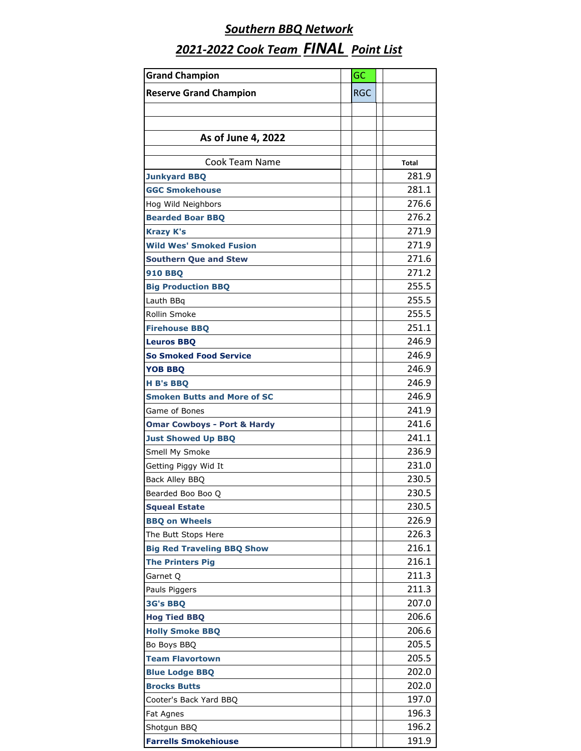## ***Southern BBQ Network***

## ***2021-2022 Cook Team FINAL Point List***

| Grand Champion | | GC | | |
|---|---|---|---|---|
| Reserve Grand Champion | | RGC | | |
| | | | | |
| | | | | |
| As of June 4, 2022 | | | | |
| | | | | |
| Cook Team Name | | | | Total |
| **Junkyard BBQ** | | | | 281.9 |
| **GGC Smokehouse** | | | | 281.1 |
| Hog Wild Neighbors | | | | 276.6 |
| **Bearded Boar BBQ** | | | | 276.2 |
| **Krazy K's** | | | | 271.9 |
| **Wild Wes' Smoked Fusion** | | | | 271.9 |
| **Southern Que and Stew** | | | | 271.6 |
| **910 BBQ** | | | | 271.2 |
| **Big Production BBQ** | | | | 255.5 |
| Lauth BBq | | | | 255.5 |
| Rollin Smoke | | | | 255.5 |
| **Firehouse BBQ** | | | | 251.1 |
| **Leuros BBQ** | | | | 246.9 |
| **So Smoked Food Service** | | | | 246.9 |
| **YOB BBQ** | | | | 246.9 |
| **H B's BBQ** | | | | 246.9 |
| **Smoken Butts and More of SC** | | | | 246.9 |
| Game of Bones | | | | 241.9 |
| **Omar Cowboys - Port & Hardy** | | | | 241.6 |
| **Just Showed Up BBQ** | | | | 241.1 |
| Smell My Smoke | | | | 236.9 |
| Getting Piggy Wid It | | | | 231.0 |
| Back Alley BBQ | | | | 230.5 |
| Bearded Boo Boo Q | | | | 230.5 |
| **Squeal Estate** | | | | 230.5 |
| **BBQ on Wheels** | | | | 226.9 |
| The Butt Stops Here | | | | 226.3 |
| **Big Red Traveling BBQ Show** | | | | 216.1 |
| **The Printers Pig** | | | | 216.1 |
| Garnet Q | | | | 211.3 |
| Pauls Piggers | | | | 211.3 |
| **3G's BBQ** | | | | 207.0 |
| **Hog Tied BBQ** | | | | 206.6 |
| **Holly Smoke BBQ** | | | | 206.6 |
| Bo Boys BBQ | | | | 205.5 |
| **Team Flavortown** | | | | 205.5 |
| **Blue Lodge BBQ** | | | | 202.0 |
| **Brocks Butts** | | | | 202.0 |
| Cooter's Back Yard BBQ | | | | 197.0 |
| Fat Agnes | | | | 196.3 |
| Shotgun BBQ | | | | 196.2 |
| **Farrells Smokehiouse** | | | | 191.9 |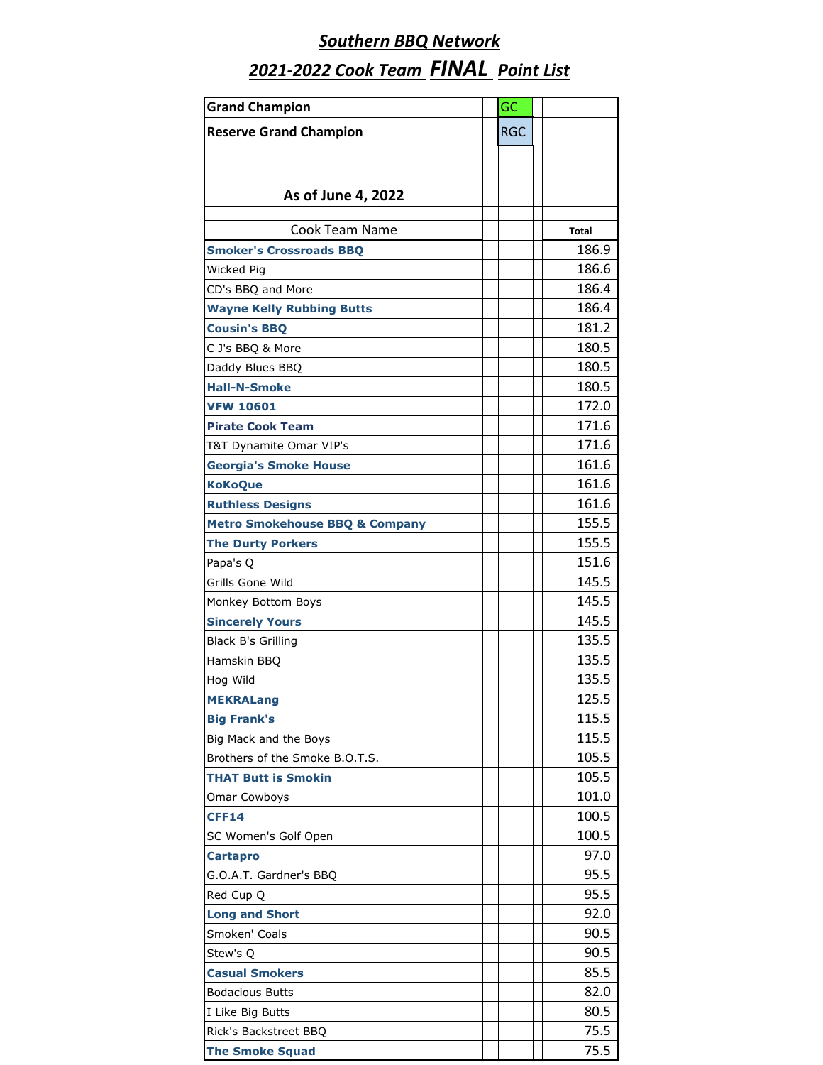## *Southern BBQ Network*

## *2021-2022 Cook Team FINAL Point List*

| Grand Champion | | GC | | |
|---|---|---|---|---|
| Reserve Grand Champion | | RGC | | |
| | | | | |
| | | | | |
| **As of June 4, 2022** | | | | |
| | | | | |
| Cook Team Name | | | | **Total** |
| **Smoker's Crossroads BBQ** | | | | 186.9 |
| Wicked Pig | | | | 186.6 |
| CD's BBQ and More | | | | 186.4 |
| **Wayne Kelly Rubbing Butts** | | | | 186.4 |
| **Cousin's BBQ** | | | | 181.2 |
| C J's BBQ & More | | | | 180.5 |
| Daddy Blues BBQ | | | | 180.5 |
| **Hall-N-Smoke** | | | | 180.5 |
| **VFW 10601** | | | | 172.0 |
| **Pirate Cook Team** | | | | 171.6 |
| T&T Dynamite Omar VIP's | | | | 171.6 |
| **Georgia's Smoke House** | | | | 161.6 |
| **KoKoQue** | | | | 161.6 |
| **Ruthless Designs** | | | | 161.6 |
| **Metro Smokehouse BBQ & Company** | | | | 155.5 |
| **The Durty Porkers** | | | | 155.5 |
| Papa's Q | | | | 151.6 |
| Grills Gone Wild | | | | 145.5 |
| Monkey Bottom Boys | | | | 145.5 |
| **Sincerely Yours** | | | | 145.5 |
| Black B's Grilling | | | | 135.5 |
| Hamskin BBQ | | | | 135.5 |
| Hog Wild | | | | 135.5 |
| **MEKRALang** | | | | 125.5 |
| **Big Frank's** | | | | 115.5 |
| Big Mack and the Boys | | | | 115.5 |
| Brothers of the Smoke B.O.T.S. | | | | 105.5 |
| **THAT Butt is Smokin** | | | | 105.5 |
| Omar Cowboys | | | | 101.0 |
| **CFF14** | | | | 100.5 |
| SC Women's Golf Open | | | | 100.5 |
| **Cartapro** | | | | 97.0 |
| G.O.A.T. Gardner's BBQ | | | | 95.5 |
| Red Cup Q | | | | 95.5 |
| **Long and Short** | | | | 92.0 |
| Smoken' Coals | | | | 90.5 |
| Stew's Q | | | | 90.5 |
| **Casual Smokers** | | | | 85.5 |
| Bodacious Butts | | | | 82.0 |
| I Like Big Butts | | | | 80.5 |
| Rick's Backstreet BBQ | | | | 75.5 |
| **The Smoke Squad** | | | | 75.5 |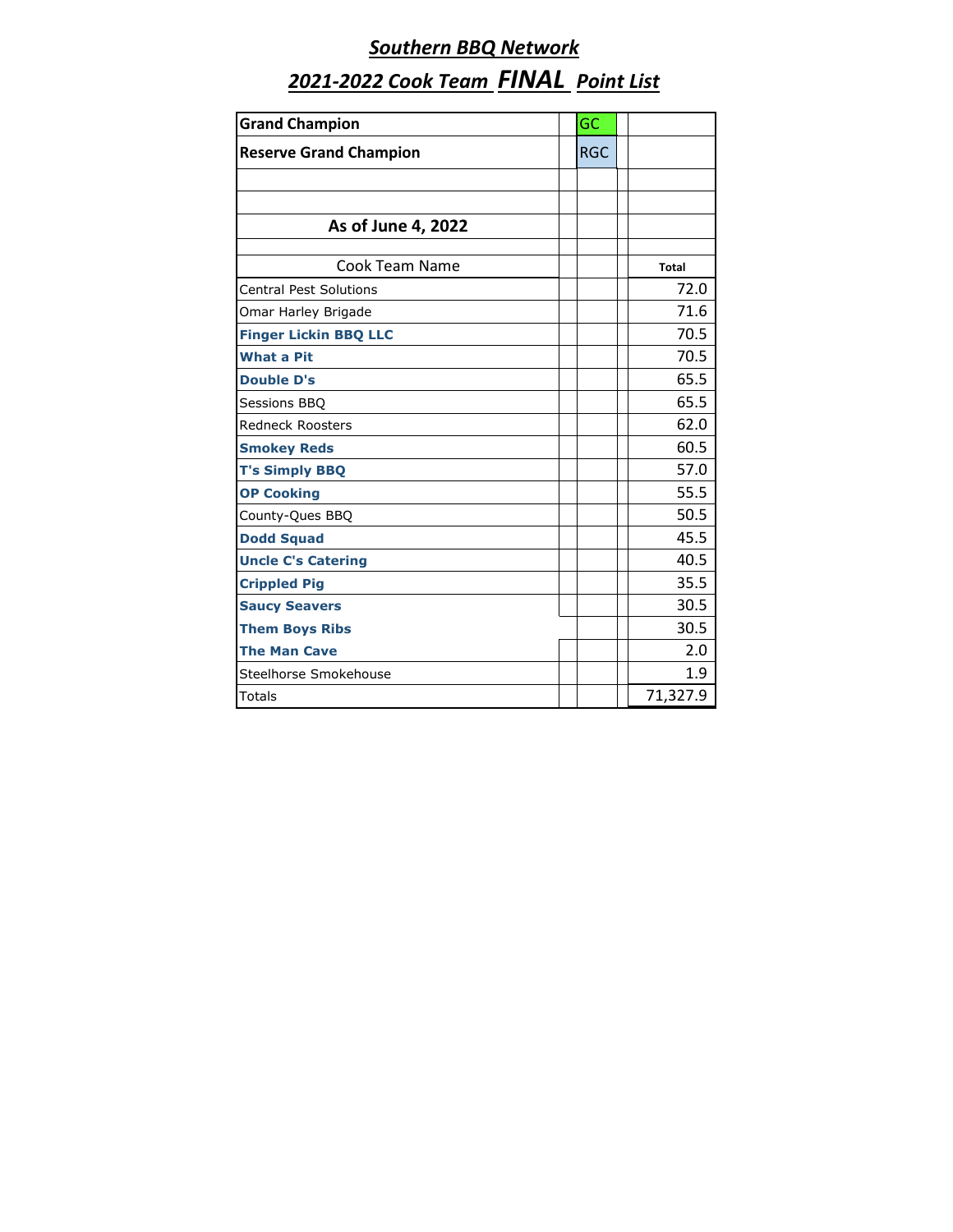## ***Southern BBQ Network***

## ***2021-2022 Cook Team FINAL Point List***

| | | | | |
|---|---|---|---|---|
| **Grand Champion** | | GC | | |
| **Reserve Grand Champion** | | RGC | | |
| | | | | |
| | | | | |
| **As of June 4, 2022** | | | | |
| | | | | |
| Cook Team Name | | | | **Total** |
| Central Pest Solutions | | | | 72.0 |
| Omar Harley Brigade | | | | 71.6 |
| **Finger Lickin BBQ LLC** | | | | 70.5 |
| **What a Pit** | | | | 70.5 |
| **Double D's** | | | | 65.5 |
| Sessions BBQ | | | | 65.5 |
| Redneck Roosters | | | | 62.0 |
| **Smokey Reds** | | | | 60.5 |
| **T's Simply BBQ** | | | | 57.0 |
| **OP Cooking** | | | | 55.5 |
| County-Ques BBQ | | | | 50.5 |
| **Dodd Squad** | | | | 45.5 |
| **Uncle C's Catering** | | | | 40.5 |
| **Crippled Pig** | | | | 35.5 |
| **Saucy Seavers** | | | | 30.5 |
| **Them Boys Ribs** | | | | 30.5 |
| **The Man Cave** | | | | 2.0 |
| Steelhorse Smokehouse | | | | 1.9 |
| Totals | | | | 71,327.9 |